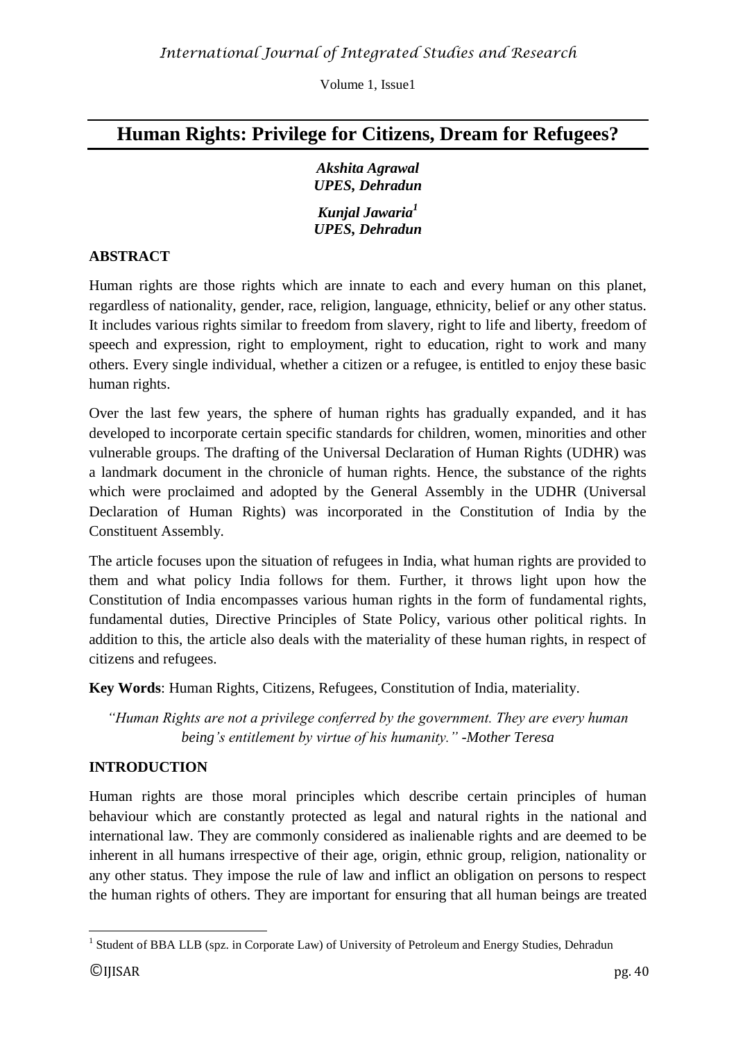# Human Rights: Privilege for Citizens, Dream for Refugees?

***Akshita Agrawal***
***UPES, Dehradun***

***Kunjal Jawaria***[1]
***UPES, Dehradun***

## ABSTRACT

Human rights are those rights which are innate to each and every human on this planet, regardless of nationality, gender, race, religion, language, ethnicity, belief or any other status. It includes various rights similar to freedom from slavery, right to life and liberty, freedom of speech and expression, right to employment, right to education, right to work and many others. Every single individual, whether a citizen or a refugee, is entitled to enjoy these basic human rights.

Over the last few years, the sphere of human rights has gradually expanded, and it has developed to incorporate certain specific standards for children, women, minorities and other vulnerable groups. The drafting of the Universal Declaration of Human Rights (UDHR) was a landmark document in the chronicle of human rights. Hence, the substance of the rights which were proclaimed and adopted by the General Assembly in the UDHR (Universal Declaration of Human Rights) was incorporated in the Constitution of India by the Constituent Assembly.

The article focuses upon the situation of refugees in India, what human rights are provided to them and what policy India follows for them. Further, it throws light upon how the Constitution of India encompasses various human rights in the form of fundamental rights, fundamental duties, Directive Principles of State Policy, various other political rights. In addition to this, the article also deals with the materiality of these human rights, in respect of citizens and refugees.

**Key Words**: Human Rights, Citizens, Refugees, Constitution of India, materiality.

*"Human Rights are not a privilege conferred by the government. They are every human being's entitlement by virtue of his humanity." -Mother Teresa*

## INTRODUCTION

Human rights are those moral principles which describe certain principles of human behaviour which are constantly protected as legal and natural rights in the national and international law. They are commonly considered as inalienable rights and are deemed to be inherent in all humans irrespective of their age, origin, ethnic group, religion, nationality or any other status. They impose the rule of law and inflict an obligation on persons to respect the human rights of others. They are important for ensuring that all human beings are treated

[1] Student of BBA LLB (spz. in Corporate Law) of University of Petroleum and Energy Studies, Dehradun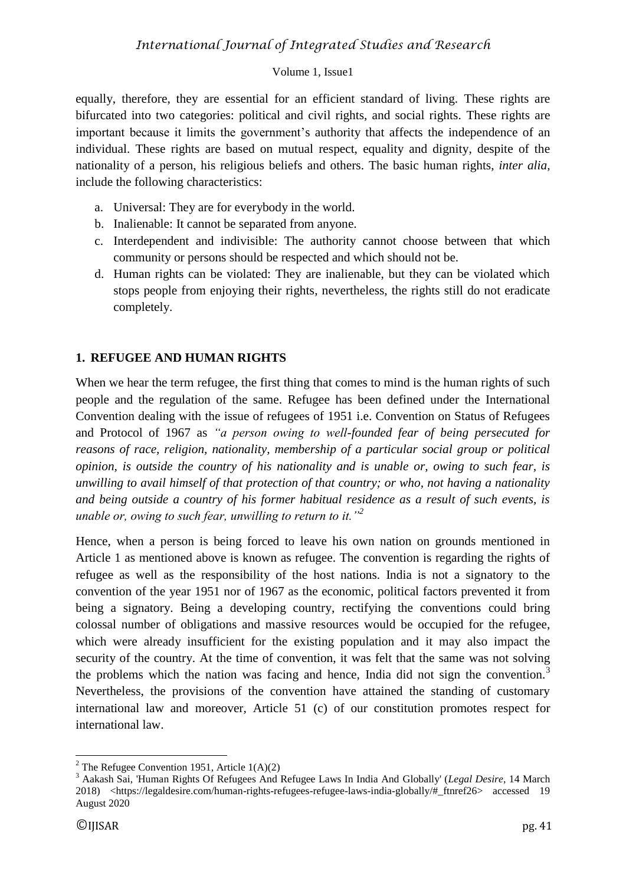equally, therefore, they are essential for an efficient standard of living. These rights are bifurcated into two categories: political and civil rights, and social rights. These rights are important because it limits the government's authority that affects the independence of an individual. These rights are based on mutual respect, equality and dignity, despite of the nationality of a person, his religious beliefs and others. The basic human rights, *inter alia*, include the following characteristics:

a. Universal: They are for everybody in the world.
b. Inalienable: It cannot be separated from anyone.
c. Interdependent and indivisible: The authority cannot choose between that which community or persons should be respected and which should not be.
d. Human rights can be violated: They are inalienable, but they can be violated which stops people from enjoying their rights, nevertheless, the rights still do not eradicate completely.

## 1. REFUGEE AND HUMAN RIGHTS

When we hear the term refugee, the first thing that comes to mind is the human rights of such people and the regulation of the same. Refugee has been defined under the International Convention dealing with the issue of refugees of 1951 i.e. Convention on Status of Refugees and Protocol of 1967 as *"a person owing to well-founded fear of being persecuted for reasons of race, religion, nationality, membership of a particular social group or political opinion, is outside the country of his nationality and is unable or, owing to such fear, is unwilling to avail himself of that protection of that country; or who, not having a nationality and being outside a country of his former habitual residence as a result of such events, is unable or, owing to such fear, unwilling to return to it."*[2]

Hence, when a person is being forced to leave his own nation on grounds mentioned in Article 1 as mentioned above is known as refugee. The convention is regarding the rights of refugee as well as the responsibility of the host nations. India is not a signatory to the convention of the year 1951 nor of 1967 as the economic, political factors prevented it from being a signatory. Being a developing country, rectifying the conventions could bring colossal number of obligations and massive resources would be occupied for the refugee, which were already insufficient for the existing population and it may also impact the security of the country. At the time of convention, it was felt that the same was not solving the problems which the nation was facing and hence, India did not sign the convention.[3] Nevertheless, the provisions of the convention have attained the standing of customary international law and moreover, Article 51 (c) of our constitution promotes respect for international law.

---

[2] The Refugee Convention 1951, Article 1(A)(2)

[3] Aakash Sai, 'Human Rights Of Refugees And Refugee Laws In India And Globally' (*Legal Desire*, 14 March 2018) <https://legaldesire.com/human-rights-refugees-refugee-laws-india-globally/#_ftnref26> accessed 19 August 2020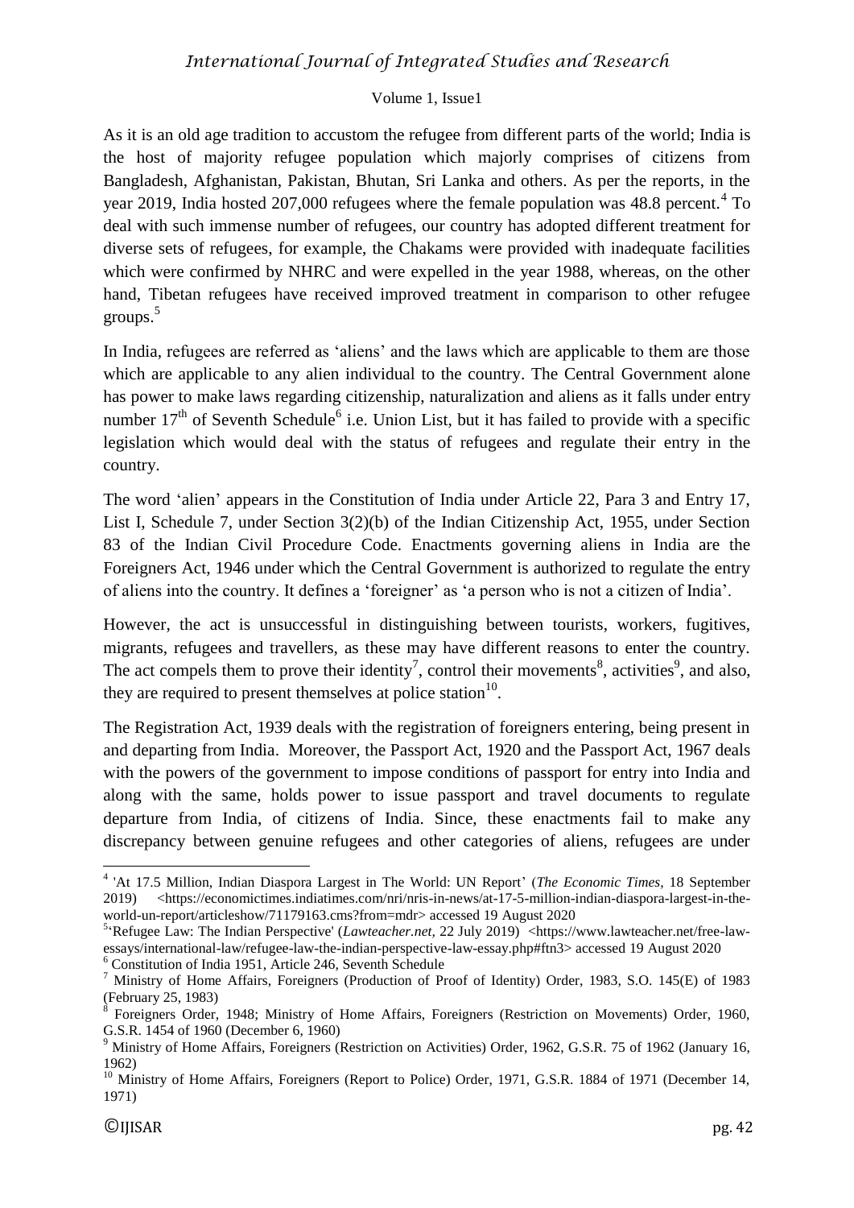As it is an old age tradition to accustom the refugee from different parts of the world; India is the host of majority refugee population which majorly comprises of citizens from Bangladesh, Afghanistan, Pakistan, Bhutan, Sri Lanka and others. As per the reports, in the year 2019, India hosted 207,000 refugees where the female population was 48.8 percent.[4] To deal with such immense number of refugees, our country has adopted different treatment for diverse sets of refugees, for example, the Chakams were provided with inadequate facilities which were confirmed by NHRC and were expelled in the year 1988, whereas, on the other hand, Tibetan refugees have received improved treatment in comparison to other refugee groups.[5]

In India, refugees are referred as 'aliens' and the laws which are applicable to them are those which are applicable to any alien individual to the country. The Central Government alone has power to make laws regarding citizenship, naturalization and aliens as it falls under entry number 17th of Seventh Schedule[6] i.e. Union List, but it has failed to provide with a specific legislation which would deal with the status of refugees and regulate their entry in the country.

The word 'alien' appears in the Constitution of India under Article 22, Para 3 and Entry 17, List I, Schedule 7, under Section 3(2)(b) of the Indian Citizenship Act, 1955, under Section 83 of the Indian Civil Procedure Code. Enactments governing aliens in India are the Foreigners Act, 1946 under which the Central Government is authorized to regulate the entry of aliens into the country. It defines a 'foreigner' as 'a person who is not a citizen of India'.

However, the act is unsuccessful in distinguishing between tourists, workers, fugitives, migrants, refugees and travellers, as these may have different reasons to enter the country. The act compels them to prove their identity[7], control their movements[8], activities[9], and also, they are required to present themselves at police station[10].

The Registration Act, 1939 deals with the registration of foreigners entering, being present in and departing from India. Moreover, the Passport Act, 1920 and the Passport Act, 1967 deals with the powers of the government to impose conditions of passport for entry into India and along with the same, holds power to issue passport and travel documents to regulate departure from India, of citizens of India. Since, these enactments fail to make any discrepancy between genuine refugees and other categories of aliens, refugees are under

---

[4] 'At 17.5 Million, Indian Diaspora Largest in The World: UN Report' (*The Economic Times,* 18 September 2019) <https://economictimes.indiatimes.com/nri/nris-in-news/at-17-5-million-indian-diaspora-largest-in-the-world-un-report/articleshow/71179163.cms?from=mdr> accessed 19 August 2020

[5] 'Refugee Law: The Indian Perspective' (*Lawteacher.net,* 22 July 2019) <https://www.lawteacher.net/free-law-essays/international-law/refugee-law-the-indian-perspective-law-essay.php#ftn3> accessed 19 August 2020

[6] Constitution of India 1951, Article 246, Seventh Schedule

[7] Ministry of Home Affairs, Foreigners (Production of Proof of Identity) Order, 1983, S.O. 145(E) of 1983 (February 25, 1983)

[8] Foreigners Order, 1948; Ministry of Home Affairs, Foreigners (Restriction on Movements) Order, 1960, G.S.R. 1454 of 1960 (December 6, 1960)

[9] Ministry of Home Affairs, Foreigners (Restriction on Activities) Order, 1962, G.S.R. 75 of 1962 (January 16, 1962)

[10] Ministry of Home Affairs, Foreigners (Report to Police) Order, 1971, G.S.R. 1884 of 1971 (December 14, 1971)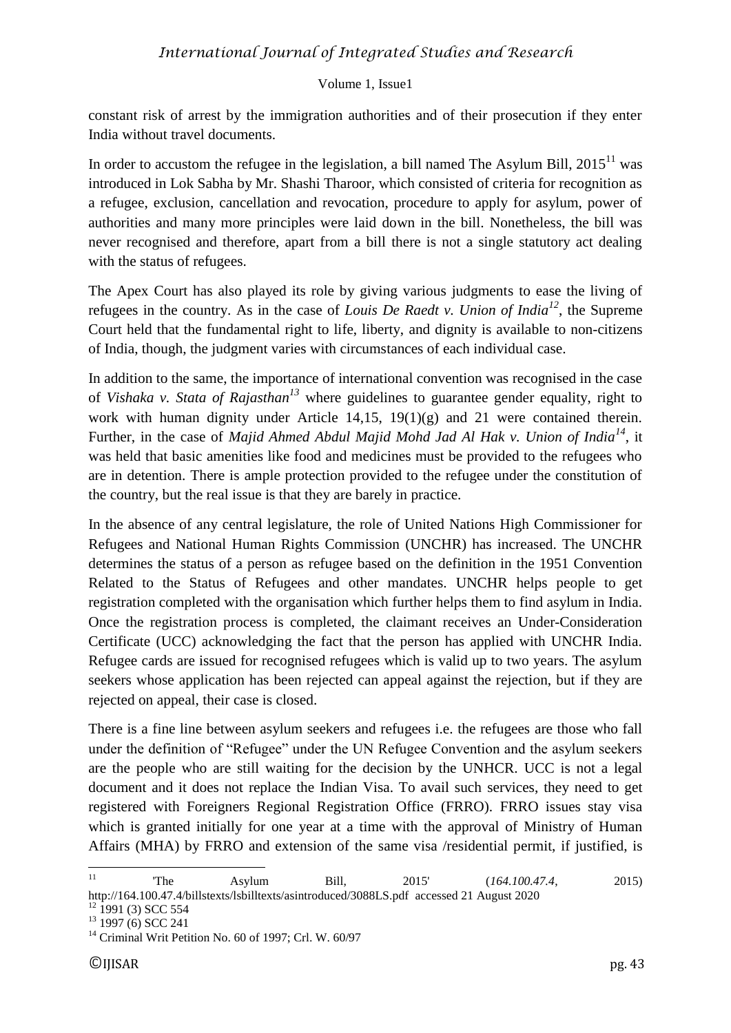constant risk of arrest by the immigration authorities and of their prosecution if they enter India without travel documents.

In order to accustom the refugee in the legislation, a bill named The Asylum Bill, 2015[11] was introduced in Lok Sabha by Mr. Shashi Tharoor, which consisted of criteria for recognition as a refugee, exclusion, cancellation and revocation, procedure to apply for asylum, power of authorities and many more principles were laid down in the bill. Nonetheless, the bill was never recognised and therefore, apart from a bill there is not a single statutory act dealing with the status of refugees.

The Apex Court has also played its role by giving various judgments to ease the living of refugees in the country. As in the case of *Louis De Raedt v. Union of India*[12], the Supreme Court held that the fundamental right to life, liberty, and dignity is available to non-citizens of India, though, the judgment varies with circumstances of each individual case.

In addition to the same, the importance of international convention was recognised in the case of *Vishaka v. Stata of Rajasthan*[13] where guidelines to guarantee gender equality, right to work with human dignity under Article 14,15, 19(1)(g) and 21 were contained therein. Further, in the case of *Majid Ahmed Abdul Majid Mohd Jad Al Hak v. Union of India*[14], it was held that basic amenities like food and medicines must be provided to the refugees who are in detention. There is ample protection provided to the refugee under the constitution of the country, but the real issue is that they are barely in practice.

In the absence of any central legislature, the role of United Nations High Commissioner for Refugees and National Human Rights Commission (UNCHR) has increased. The UNCHR determines the status of a person as refugee based on the definition in the 1951 Convention Related to the Status of Refugees and other mandates. UNCHR helps people to get registration completed with the organisation which further helps them to find asylum in India. Once the registration process is completed, the claimant receives an Under-Consideration Certificate (UCC) acknowledging the fact that the person has applied with UNCHR India. Refugee cards are issued for recognised refugees which is valid up to two years. The asylum seekers whose application has been rejected can appeal against the rejection, but if they are rejected on appeal, their case is closed.

There is a fine line between asylum seekers and refugees i.e. the refugees are those who fall under the definition of "Refugee" under the UN Refugee Convention and the asylum seekers are the people who are still waiting for the decision by the UNHCR. UCC is not a legal document and it does not replace the Indian Visa. To avail such services, they need to get registered with Foreigners Regional Registration Office (FRRO). FRRO issues stay visa which is granted initially for one year at a time with the approval of Ministry of Human Affairs (MHA) by FRRO and extension of the same visa /residential permit, if justified, is

---

[11] 'The Asylum Bill, 2015' (*164.100.47.4*, 2015) http://164.100.47.4/billstexts/lsbilltexts/asintroduced/3088LS.pdf accessed 21 August 2020

[12] 1991 (3) SCC 554

[13] 1997 (6) SCC 241

[14] Criminal Writ Petition No. 60 of 1997; Crl. W. 60/97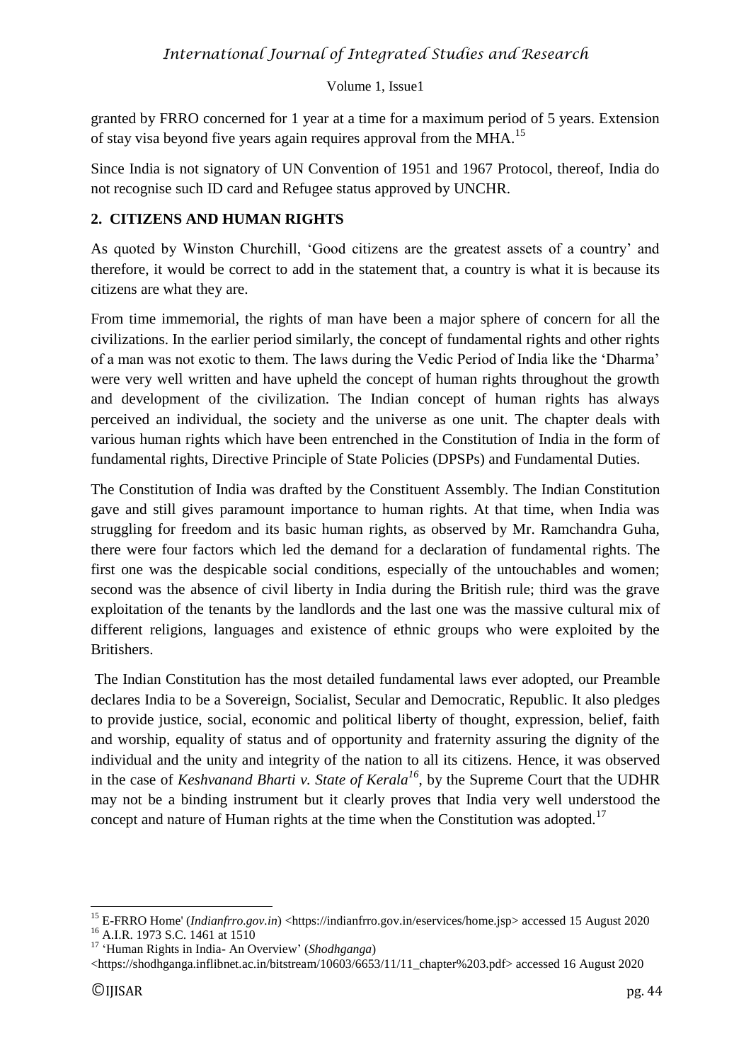granted by FRRO concerned for 1 year at a time for a maximum period of 5 years. Extension of stay visa beyond five years again requires approval from the MHA.[15]

Since India is not signatory of UN Convention of 1951 and 1967 Protocol, thereof, India do not recognise such ID card and Refugee status approved by UNCHR.

## 2. CITIZENS AND HUMAN RIGHTS

As quoted by Winston Churchill, 'Good citizens are the greatest assets of a country' and therefore, it would be correct to add in the statement that, a country is what it is because its citizens are what they are.

From time immemorial, the rights of man have been a major sphere of concern for all the civilizations. In the earlier period similarly, the concept of fundamental rights and other rights of a man was not exotic to them. The laws during the Vedic Period of India like the 'Dharma' were very well written and have upheld the concept of human rights throughout the growth and development of the civilization. The Indian concept of human rights has always perceived an individual, the society and the universe as one unit. The chapter deals with various human rights which have been entrenched in the Constitution of India in the form of fundamental rights, Directive Principle of State Policies (DPSPs) and Fundamental Duties.

The Constitution of India was drafted by the Constituent Assembly. The Indian Constitution gave and still gives paramount importance to human rights. At that time, when India was struggling for freedom and its basic human rights, as observed by Mr. Ramchandra Guha, there were four factors which led the demand for a declaration of fundamental rights. The first one was the despicable social conditions, especially of the untouchables and women; second was the absence of civil liberty in India during the British rule; third was the grave exploitation of the tenants by the landlords and the last one was the massive cultural mix of different religions, languages and existence of ethnic groups who were exploited by the Britishers.

The Indian Constitution has the most detailed fundamental laws ever adopted, our Preamble declares India to be a Sovereign, Socialist, Secular and Democratic, Republic. It also pledges to provide justice, social, economic and political liberty of thought, expression, belief, faith and worship, equality of status and of opportunity and fraternity assuring the dignity of the individual and the unity and integrity of the nation to all its citizens. Hence, it was observed in the case of *Keshvanand Bharti v. State of Kerala*[16], by the Supreme Court that the UDHR may not be a binding instrument but it clearly proves that India very well understood the concept and nature of Human rights at the time when the Constitution was adopted.[17]

---

[15] E-FRRO Home' (*Indianfrro.gov.in*) <https://indianfrro.gov.in/eservices/home.jsp> accessed 15 August 2020

[16] A.I.R. 1973 S.C. 1461 at 1510

[17] 'Human Rights in India- An Overview' (*Shodhganga*) <https://shodhganga.inflibnet.ac.in/bitstream/10603/6653/11/11_chapter%203.pdf> accessed 16 August 2020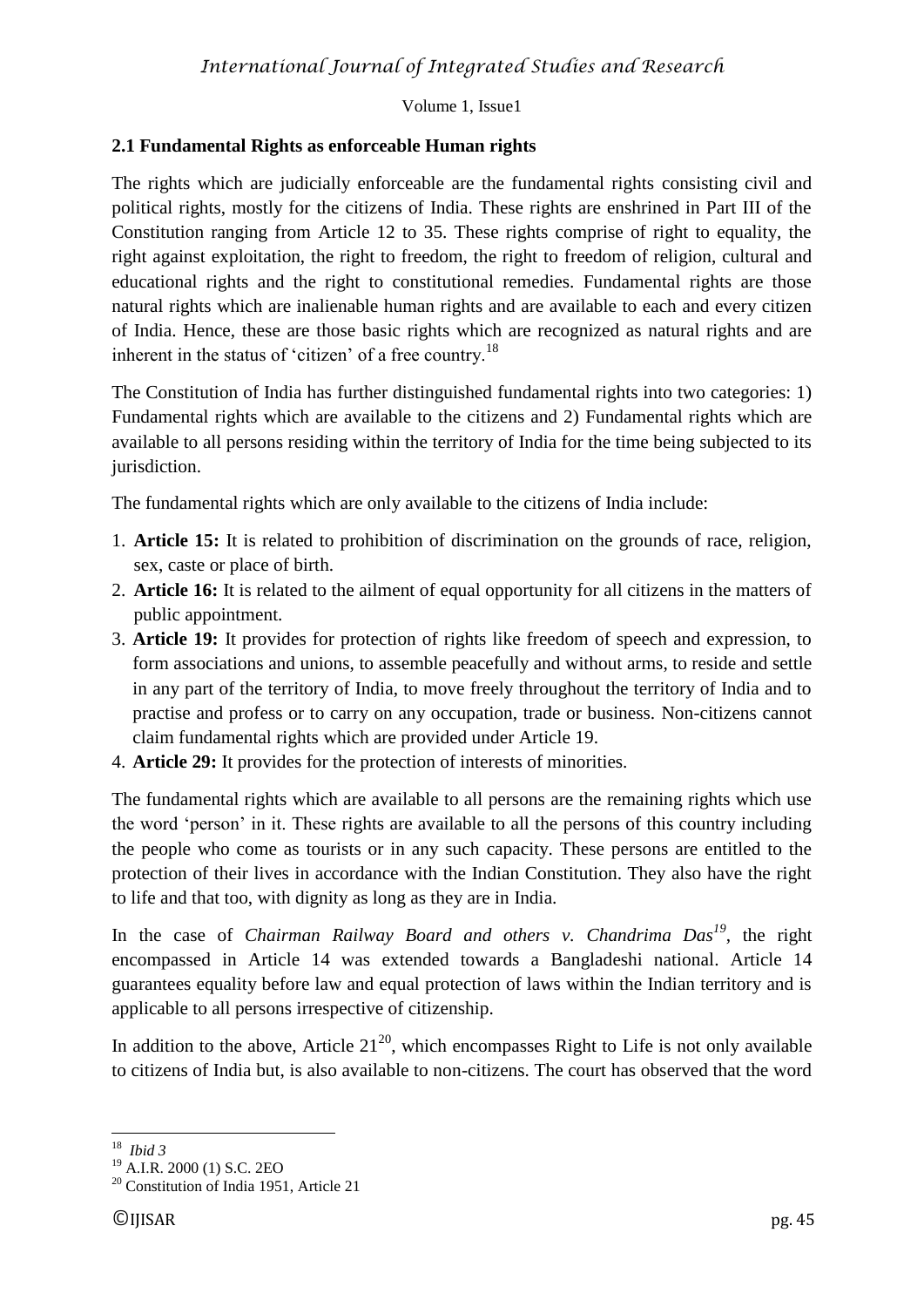### 2.1 Fundamental Rights as enforceable Human rights

The rights which are judicially enforceable are the fundamental rights consisting civil and political rights, mostly for the citizens of India. These rights are enshrined in Part III of the Constitution ranging from Article 12 to 35. These rights comprise of right to equality, the right against exploitation, the right to freedom, the right to freedom of religion, cultural and educational rights and the right to constitutional remedies. Fundamental rights are those natural rights which are inalienable human rights and are available to each and every citizen of India. Hence, these are those basic rights which are recognized as natural rights and are inherent in the status of 'citizen' of a free country.[18]

The Constitution of India has further distinguished fundamental rights into two categories: 1) Fundamental rights which are available to the citizens and 2) Fundamental rights which are available to all persons residing within the territory of India for the time being subjected to its jurisdiction.

The fundamental rights which are only available to the citizens of India include:

1. **Article 15:** It is related to prohibition of discrimination on the grounds of race, religion, sex, caste or place of birth.
2. **Article 16:** It is related to the ailment of equal opportunity for all citizens in the matters of public appointment.
3. **Article 19:** It provides for protection of rights like freedom of speech and expression, to form associations and unions, to assemble peacefully and without arms, to reside and settle in any part of the territory of India, to move freely throughout the territory of India and to practise and profess or to carry on any occupation, trade or business. Non-citizens cannot claim fundamental rights which are provided under Article 19.
4. **Article 29:** It provides for the protection of interests of minorities.

The fundamental rights which are available to all persons are the remaining rights which use the word 'person' in it. These rights are available to all the persons of this country including the people who come as tourists or in any such capacity. These persons are entitled to the protection of their lives in accordance with the Indian Constitution. They also have the right to life and that too, with dignity as long as they are in India.

In the case of *Chairman Railway Board and others v. Chandrima Das*[19], the right encompassed in Article 14 was extended towards a Bangladeshi national. Article 14 guarantees equality before law and equal protection of laws within the Indian territory and is applicable to all persons irrespective of citizenship.

In addition to the above, Article 21[20], which encompasses Right to Life is not only available to citizens of India but, is also available to non-citizens. The court has observed that the word

---

[18] *Ibid 3*

[19] A.I.R. 2000 (1) S.C. 2EO

[20] Constitution of India 1951, Article 21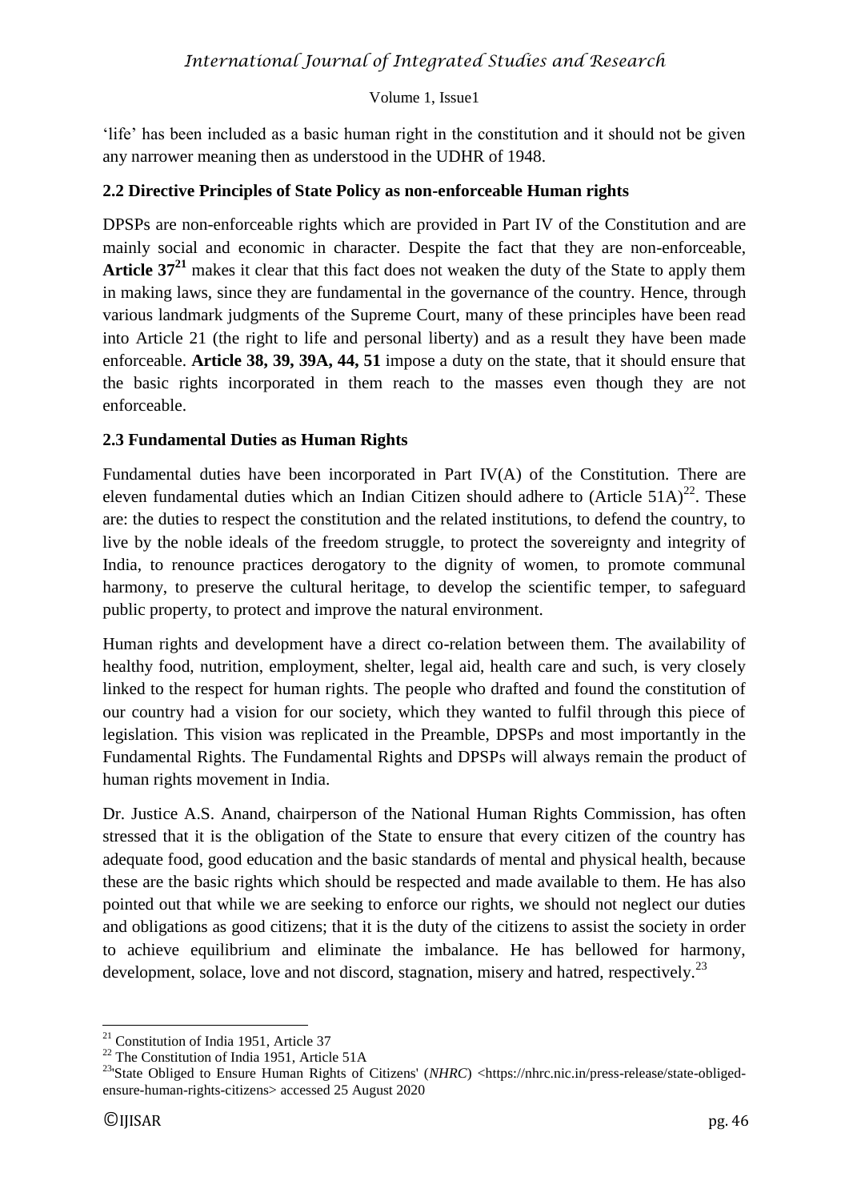'life' has been included as a basic human right in the constitution and it should not be given any narrower meaning then as understood in the UDHR of 1948.

### 2.2 Directive Principles of State Policy as non-enforceable Human rights

DPSPs are non-enforceable rights which are provided in Part IV of the Constitution and are mainly social and economic in character. Despite the fact that they are non-enforceable, **Article 37**[21] makes it clear that this fact does not weaken the duty of the State to apply them in making laws, since they are fundamental in the governance of the country. Hence, through various landmark judgments of the Supreme Court, many of these principles have been read into Article 21 (the right to life and personal liberty) and as a result they have been made enforceable. **Article 38, 39, 39A, 44, 51** impose a duty on the state, that it should ensure that the basic rights incorporated in them reach to the masses even though they are not enforceable.

### 2.3 Fundamental Duties as Human Rights

Fundamental duties have been incorporated in Part IV(A) of the Constitution. There are eleven fundamental duties which an Indian Citizen should adhere to (Article 51A)[22]. These are: the duties to respect the constitution and the related institutions, to defend the country, to live by the noble ideals of the freedom struggle, to protect the sovereignty and integrity of India, to renounce practices derogatory to the dignity of women, to promote communal harmony, to preserve the cultural heritage, to develop the scientific temper, to safeguard public property, to protect and improve the natural environment.

Human rights and development have a direct co-relation between them. The availability of healthy food, nutrition, employment, shelter, legal aid, health care and such, is very closely linked to the respect for human rights. The people who drafted and found the constitution of our country had a vision for our society, which they wanted to fulfil through this piece of legislation. This vision was replicated in the Preamble, DPSPs and most importantly in the Fundamental Rights. The Fundamental Rights and DPSPs will always remain the product of human rights movement in India.

Dr. Justice A.S. Anand, chairperson of the National Human Rights Commission, has often stressed that it is the obligation of the State to ensure that every citizen of the country has adequate food, good education and the basic standards of mental and physical health, because these are the basic rights which should be respected and made available to them. He has also pointed out that while we are seeking to enforce our rights, we should not neglect our duties and obligations as good citizens; that it is the duty of the citizens to assist the society in order to achieve equilibrium and eliminate the imbalance. He has bellowed for harmony, development, solace, love and not discord, stagnation, misery and hatred, respectively.[23]

---

[21] Constitution of India 1951, Article 37

[22] The Constitution of India 1951, Article 51A

[23] 'State Obliged to Ensure Human Rights of Citizens' (*NHRC*) <https://nhrc.nic.in/press-release/state-obliged-ensure-human-rights-citizens> accessed 25 August 2020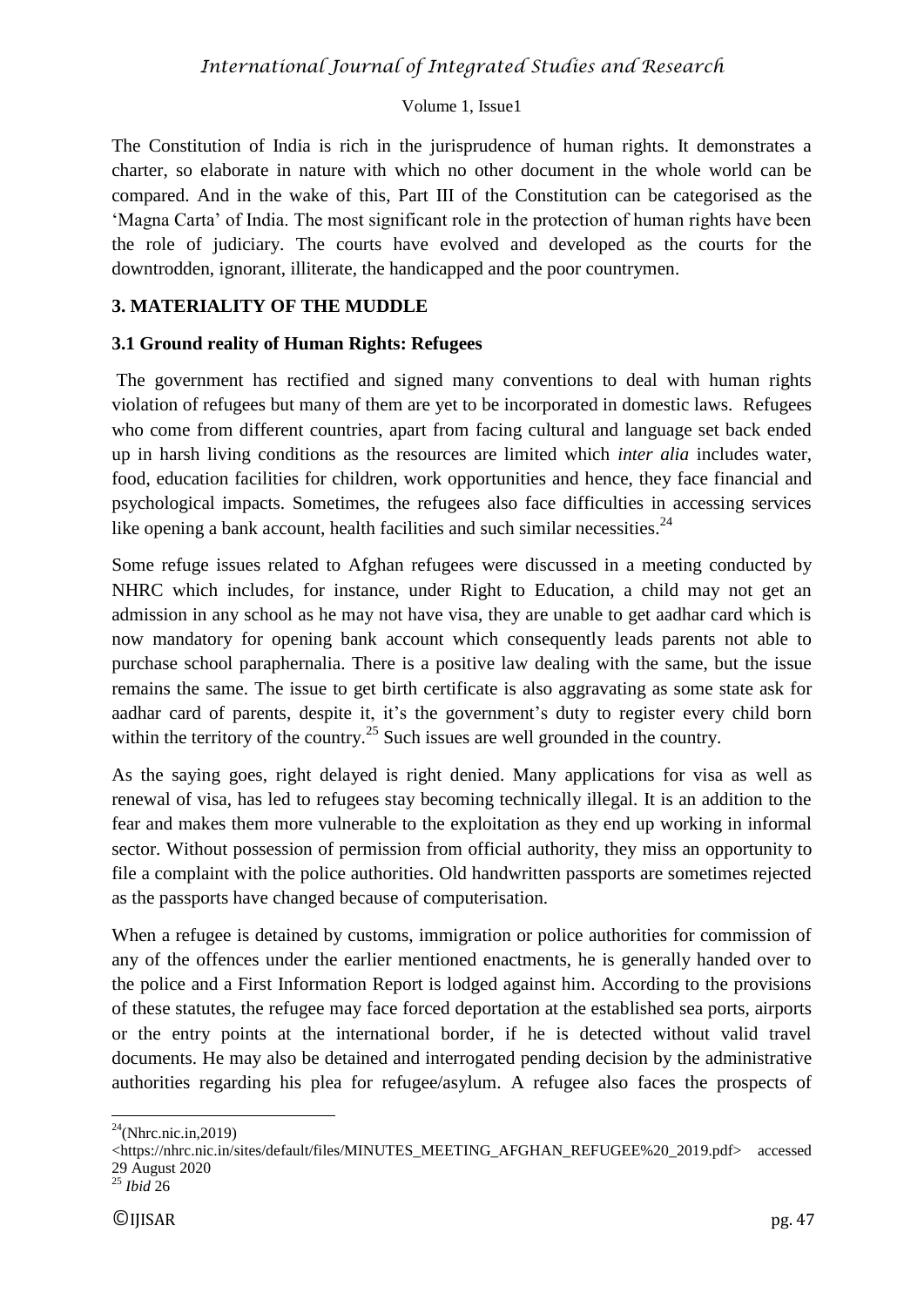The Constitution of India is rich in the jurisprudence of human rights. It demonstrates a charter, so elaborate in nature with which no other document in the whole world can be compared. And in the wake of this, Part III of the Constitution can be categorised as the 'Magna Carta' of India. The most significant role in the protection of human rights have been the role of judiciary. The courts have evolved and developed as the courts for the downtrodden, ignorant, illiterate, the handicapped and the poor countrymen.

## 3. MATERIALITY OF THE MUDDLE

### 3.1 Ground reality of Human Rights: Refugees

The government has rectified and signed many conventions to deal with human rights violation of refugees but many of them are yet to be incorporated in domestic laws. Refugees who come from different countries, apart from facing cultural and language set back ended up in harsh living conditions as the resources are limited which *inter alia* includes water, food, education facilities for children, work opportunities and hence, they face financial and psychological impacts. Sometimes, the refugees also face difficulties in accessing services like opening a bank account, health facilities and such similar necessities.[24]

Some refuge issues related to Afghan refugees were discussed in a meeting conducted by NHRC which includes, for instance, under Right to Education, a child may not get an admission in any school as he may not have visa, they are unable to get aadhar card which is now mandatory for opening bank account which consequently leads parents not able to purchase school paraphernalia. There is a positive law dealing with the same, but the issue remains the same. The issue to get birth certificate is also aggravating as some state ask for aadhar card of parents, despite it, it's the government's duty to register every child born within the territory of the country.[25] Such issues are well grounded in the country.

As the saying goes, right delayed is right denied. Many applications for visa as well as renewal of visa, has led to refugees stay becoming technically illegal. It is an addition to the fear and makes them more vulnerable to the exploitation as they end up working in informal sector. Without possession of permission from official authority, they miss an opportunity to file a complaint with the police authorities. Old handwritten passports are sometimes rejected as the passports have changed because of computerisation.

When a refugee is detained by customs, immigration or police authorities for commission of any of the offences under the earlier mentioned enactments, he is generally handed over to the police and a First Information Report is lodged against him. According to the provisions of these statutes, the refugee may face forced deportation at the established sea ports, airports or the entry points at the international border, if he is detected without valid travel documents. He may also be detained and interrogated pending decision by the administrative authorities regarding his plea for refugee/asylum. A refugee also faces the prospects of

---

[24](Nhrc.nic.in,2019) <https://nhrc.nic.in/sites/default/files/MINUTES_MEETING_AFGHAN_REFUGEE%20_2019.pdf> accessed 29 August 2020

[25] *Ibid* 26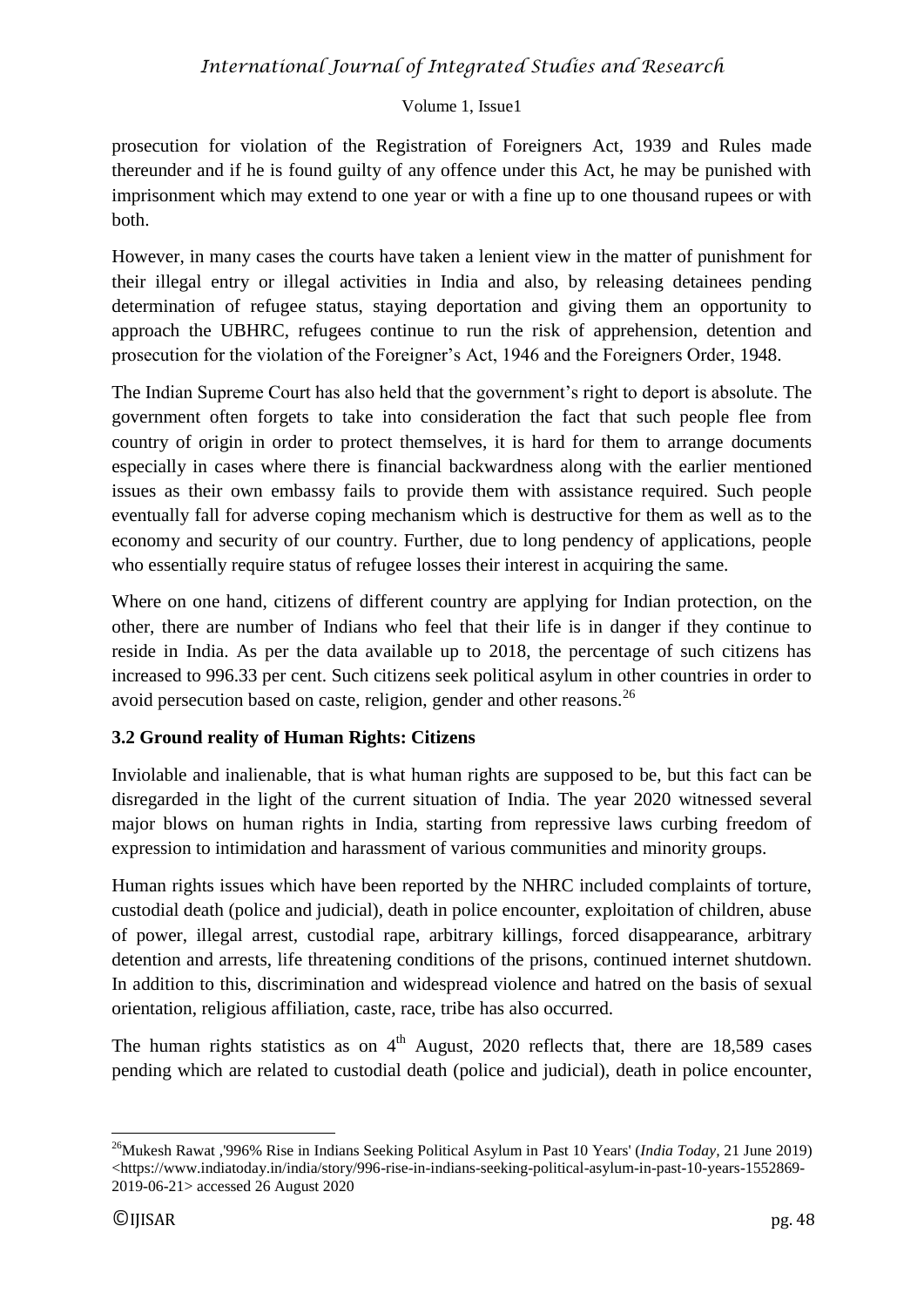prosecution for violation of the Registration of Foreigners Act, 1939 and Rules made thereunder and if he is found guilty of any offence under this Act, he may be punished with imprisonment which may extend to one year or with a fine up to one thousand rupees or with both.

However, in many cases the courts have taken a lenient view in the matter of punishment for their illegal entry or illegal activities in India and also, by releasing detainees pending determination of refugee status, staying deportation and giving them an opportunity to approach the UBHRC, refugees continue to run the risk of apprehension, detention and prosecution for the violation of the Foreigner's Act, 1946 and the Foreigners Order, 1948.

The Indian Supreme Court has also held that the government's right to deport is absolute. The government often forgets to take into consideration the fact that such people flee from country of origin in order to protect themselves, it is hard for them to arrange documents especially in cases where there is financial backwardness along with the earlier mentioned issues as their own embassy fails to provide them with assistance required. Such people eventually fall for adverse coping mechanism which is destructive for them as well as to the economy and security of our country. Further, due to long pendency of applications, people who essentially require status of refugee losses their interest in acquiring the same.

Where on one hand, citizens of different country are applying for Indian protection, on the other, there are number of Indians who feel that their life is in danger if they continue to reside in India. As per the data available up to 2018, the percentage of such citizens has increased to 996.33 per cent. Such citizens seek political asylum in other countries in order to avoid persecution based on caste, religion, gender and other reasons.[26]

### 3.2 Ground reality of Human Rights: Citizens

Inviolable and inalienable, that is what human rights are supposed to be, but this fact can be disregarded in the light of the current situation of India. The year 2020 witnessed several major blows on human rights in India, starting from repressive laws curbing freedom of expression to intimidation and harassment of various communities and minority groups.

Human rights issues which have been reported by the NHRC included complaints of torture, custodial death (police and judicial), death in police encounter, exploitation of children, abuse of power, illegal arrest, custodial rape, arbitrary killings, forced disappearance, arbitrary detention and arrests, life threatening conditions of the prisons, continued internet shutdown. In addition to this, discrimination and widespread violence and hatred on the basis of sexual orientation, religious affiliation, caste, race, tribe has also occurred.

The human rights statistics as on 4th August, 2020 reflects that, there are 18,589 cases pending which are related to custodial death (police and judicial), death in police encounter,

---

[26] Mukesh Rawat ,'996% Rise in Indians Seeking Political Asylum in Past 10 Years' (*India Today*, 21 June 2019) <https://www.indiatoday.in/india/story/996-rise-in-indians-seeking-political-asylum-in-past-10-years-1552869-2019-06-21> accessed 26 August 2020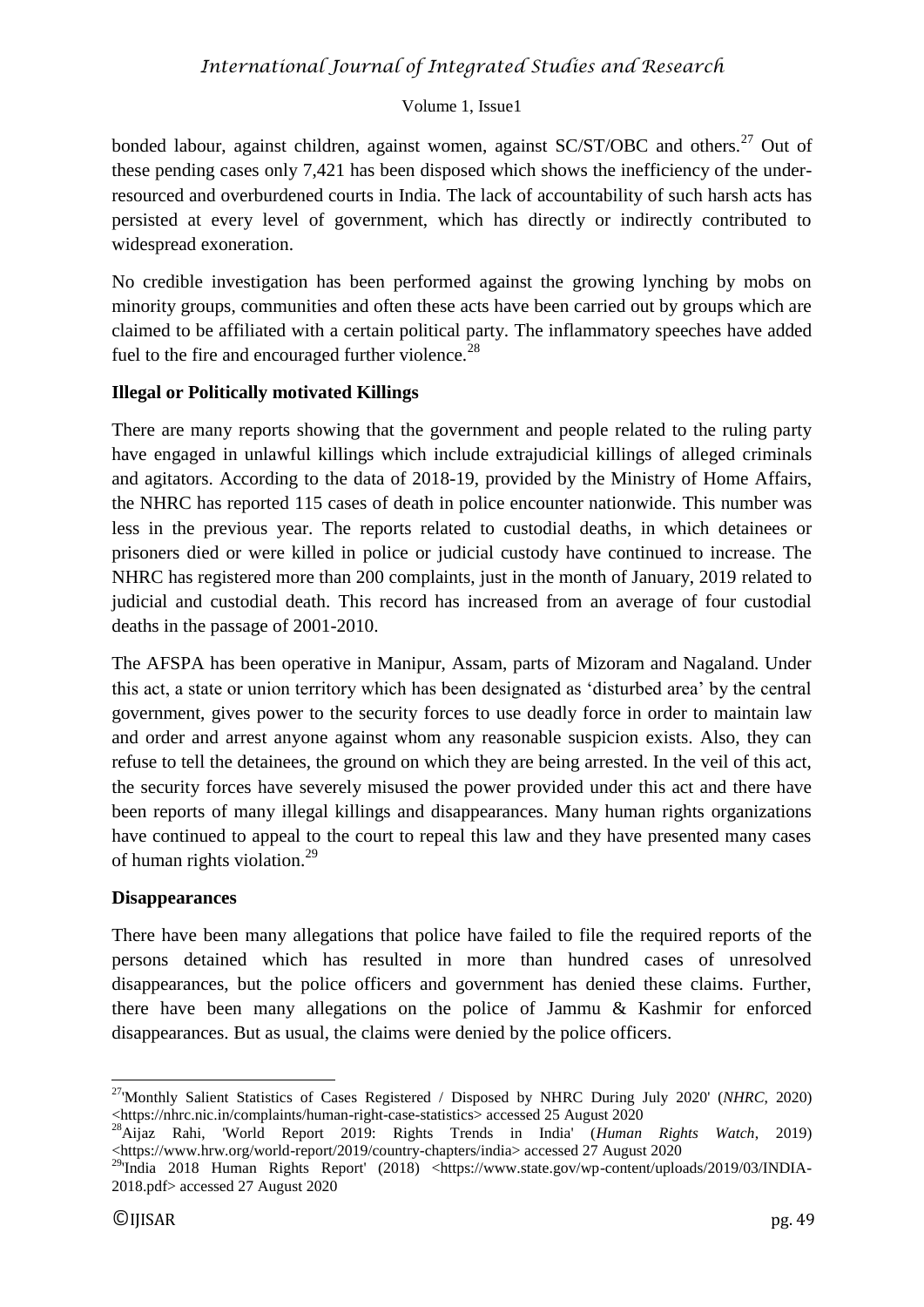bonded labour, against children, against women, against SC/ST/OBC and others.[27] Out of these pending cases only 7,421 has been disposed which shows the inefficiency of the under-resourced and overburdened courts in India. The lack of accountability of such harsh acts has persisted at every level of government, which has directly or indirectly contributed to widespread exoneration.

No credible investigation has been performed against the growing lynching by mobs on minority groups, communities and often these acts have been carried out by groups which are claimed to be affiliated with a certain political party. The inflammatory speeches have added fuel to the fire and encouraged further violence.[28]

**Illegal or Politically motivated Killings**

There are many reports showing that the government and people related to the ruling party have engaged in unlawful killings which include extrajudicial killings of alleged criminals and agitators. According to the data of 2018-19, provided by the Ministry of Home Affairs, the NHRC has reported 115 cases of death in police encounter nationwide. This number was less in the previous year. The reports related to custodial deaths, in which detainees or prisoners died or were killed in police or judicial custody have continued to increase. The NHRC has registered more than 200 complaints, just in the month of January, 2019 related to judicial and custodial death. This record has increased from an average of four custodial deaths in the passage of 2001-2010.

The AFSPA has been operative in Manipur, Assam, parts of Mizoram and Nagaland. Under this act, a state or union territory which has been designated as 'disturbed area' by the central government, gives power to the security forces to use deadly force in order to maintain law and order and arrest anyone against whom any reasonable suspicion exists. Also, they can refuse to tell the detainees, the ground on which they are being arrested. In the veil of this act, the security forces have severely misused the power provided under this act and there have been reports of many illegal killings and disappearances. Many human rights organizations have continued to appeal to the court to repeal this law and they have presented many cases of human rights violation.[29]

**Disappearances**

There have been many allegations that police have failed to file the required reports of the persons detained which has resulted in more than hundred cases of unresolved disappearances, but the police officers and government has denied these claims. Further, there have been many allegations on the police of Jammu & Kashmir for enforced disappearances. But as usual, the claims were denied by the police officers.

---

[27] 'Monthly Salient Statistics of Cases Registered / Disposed by NHRC During July 2020' (*NHRC*, 2020) <https://nhrc.nic.in/complaints/human-right-case-statistics> accessed 25 August 2020

[28] Aijaz Rahi, 'World Report 2019: Rights Trends in India' (*Human Rights Watch*, 2019) <https://www.hrw.org/world-report/2019/country-chapters/india> accessed 27 August 2020

[29] 'India 2018 Human Rights Report' (2018) <https://www.state.gov/wp-content/uploads/2019/03/INDIA-2018.pdf> accessed 27 August 2020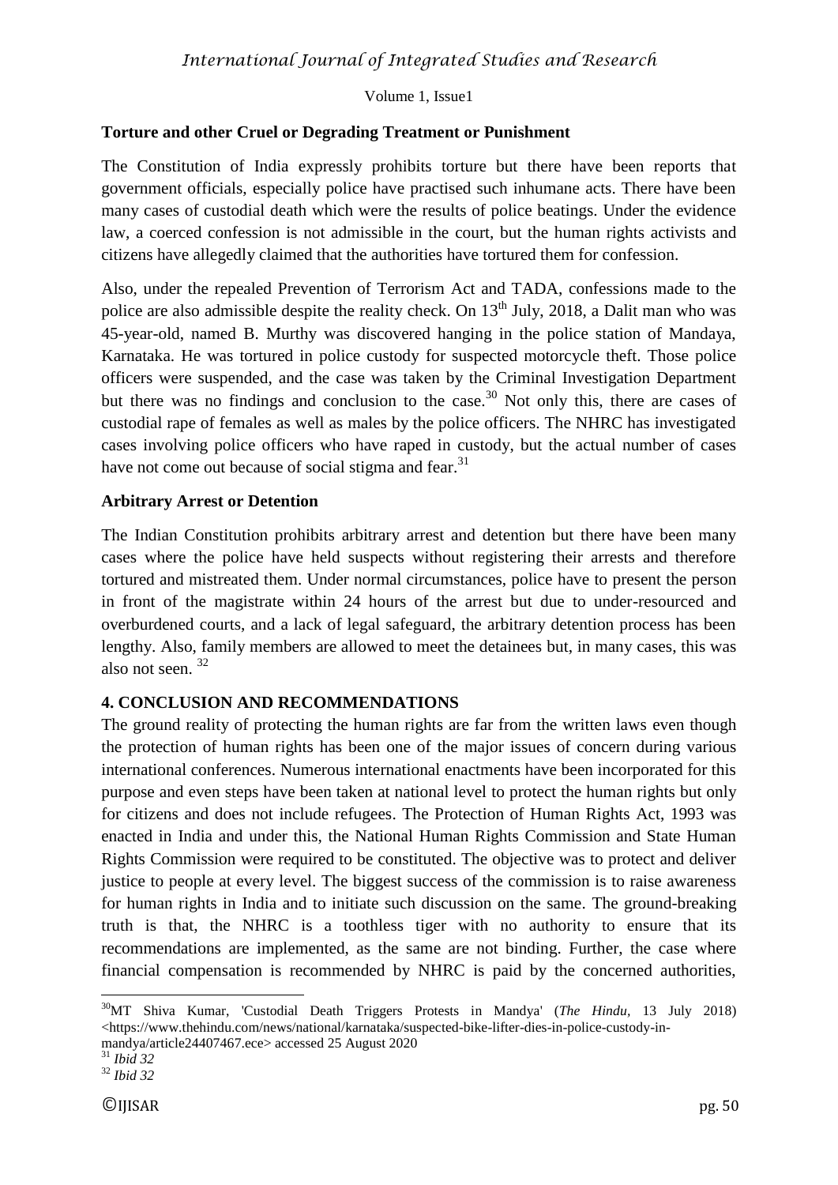**Torture and other Cruel or Degrading Treatment or Punishment**

The Constitution of India expressly prohibits torture but there have been reports that government officials, especially police have practised such inhumane acts. There have been many cases of custodial death which were the results of police beatings. Under the evidence law, a coerced confession is not admissible in the court, but the human rights activists and citizens have allegedly claimed that the authorities have tortured them for confession.

Also, under the repealed Prevention of Terrorism Act and TADA, confessions made to the police are also admissible despite the reality check. On 13th July, 2018, a Dalit man who was 45-year-old, named B. Murthy was discovered hanging in the police station of Mandaya, Karnataka. He was tortured in police custody for suspected motorcycle theft. Those police officers were suspended, and the case was taken by the Criminal Investigation Department but there was no findings and conclusion to the case.[30] Not only this, there are cases of custodial rape of females as well as males by the police officers. The NHRC has investigated cases involving police officers who have raped in custody, but the actual number of cases have not come out because of social stigma and fear.[31]

**Arbitrary Arrest or Detention**

The Indian Constitution prohibits arbitrary arrest and detention but there have been many cases where the police have held suspects without registering their arrests and therefore tortured and mistreated them. Under normal circumstances, police have to present the person in front of the magistrate within 24 hours of the arrest but due to under-resourced and overburdened courts, and a lack of legal safeguard, the arbitrary detention process has been lengthy. Also, family members are allowed to meet the detainees but, in many cases, this was also not seen. [32]

## 4. CONCLUSION AND RECOMMENDATIONS

The ground reality of protecting the human rights are far from the written laws even though the protection of human rights has been one of the major issues of concern during various international conferences. Numerous international enactments have been incorporated for this purpose and even steps have been taken at national level to protect the human rights but only for citizens and does not include refugees. The Protection of Human Rights Act, 1993 was enacted in India and under this, the National Human Rights Commission and State Human Rights Commission were required to be constituted. The objective was to protect and deliver justice to people at every level. The biggest success of the commission is to raise awareness for human rights in India and to initiate such discussion on the same. The ground-breaking truth is that, the NHRC is a toothless tiger with no authority to ensure that its recommendations are implemented, as the same are not binding. Further, the case where financial compensation is recommended by NHRC is paid by the concerned authorities,

---

[30] MT Shiva Kumar, 'Custodial Death Triggers Protests in Mandya' (*The Hindu*, 13 July 2018) <https://www.thehindu.com/news/national/karnataka/suspected-bike-lifter-dies-in-police-custody-in-mandya/article24407467.ece> accessed 25 August 2020

[31] *Ibid 32*

[32] *Ibid 32*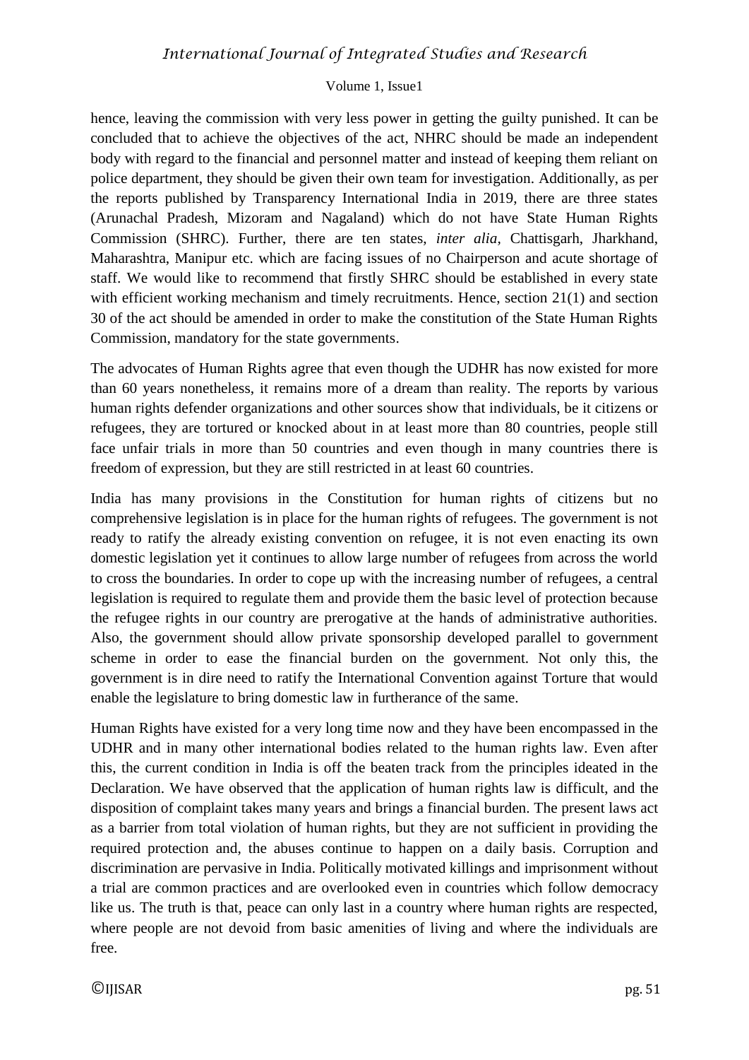hence, leaving the commission with very less power in getting the guilty punished. It can be concluded that to achieve the objectives of the act, NHRC should be made an independent body with regard to the financial and personnel matter and instead of keeping them reliant on police department, they should be given their own team for investigation. Additionally, as per the reports published by Transparency International India in 2019, there are three states (Arunachal Pradesh, Mizoram and Nagaland) which do not have State Human Rights Commission (SHRC). Further, there are ten states, *inter alia,* Chattisgarh, Jharkhand, Maharashtra, Manipur etc. which are facing issues of no Chairperson and acute shortage of staff. We would like to recommend that firstly SHRC should be established in every state with efficient working mechanism and timely recruitments. Hence, section 21(1) and section 30 of the act should be amended in order to make the constitution of the State Human Rights Commission, mandatory for the state governments.

The advocates of Human Rights agree that even though the UDHR has now existed for more than 60 years nonetheless, it remains more of a dream than reality. The reports by various human rights defender organizations and other sources show that individuals, be it citizens or refugees, they are tortured or knocked about in at least more than 80 countries, people still face unfair trials in more than 50 countries and even though in many countries there is freedom of expression, but they are still restricted in at least 60 countries.

India has many provisions in the Constitution for human rights of citizens but no comprehensive legislation is in place for the human rights of refugees. The government is not ready to ratify the already existing convention on refugee, it is not even enacting its own domestic legislation yet it continues to allow large number of refugees from across the world to cross the boundaries. In order to cope up with the increasing number of refugees, a central legislation is required to regulate them and provide them the basic level of protection because the refugee rights in our country are prerogative at the hands of administrative authorities. Also, the government should allow private sponsorship developed parallel to government scheme in order to ease the financial burden on the government. Not only this, the government is in dire need to ratify the International Convention against Torture that would enable the legislature to bring domestic law in furtherance of the same.

Human Rights have existed for a very long time now and they have been encompassed in the UDHR and in many other international bodies related to the human rights law. Even after this, the current condition in India is off the beaten track from the principles ideated in the Declaration. We have observed that the application of human rights law is difficult, and the disposition of complaint takes many years and brings a financial burden. The present laws act as a barrier from total violation of human rights, but they are not sufficient in providing the required protection and, the abuses continue to happen on a daily basis. Corruption and discrimination are pervasive in India. Politically motivated killings and imprisonment without a trial are common practices and are overlooked even in countries which follow democracy like us. The truth is that, peace can only last in a country where human rights are respected, where people are not devoid from basic amenities of living and where the individuals are free.